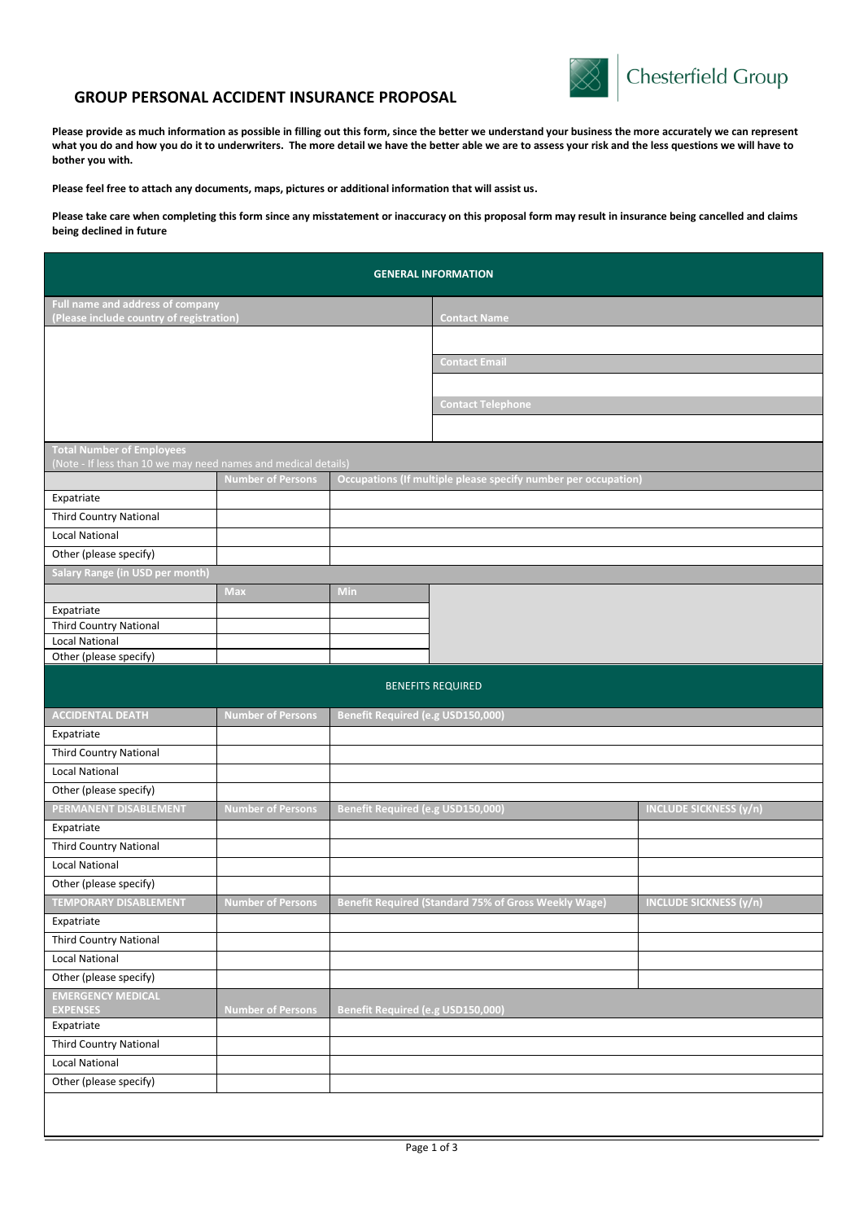# GROUP PERSONAL ACCIDENT INSURANCE PROPOSAL

Chesterfield Group

**Please provide as much information as possible in filling out this form, since the better we understand your business the more accurately we can represent what you do and how you do it to underwriters. The more detail we have the better able we are to assess your risk and the less questions we will have to bother you with.**

**Please feel free to attach any documents, maps, pictures or additional information that will assist us.**

**Please take care when completing this form since any misstatement or inaccuracy on this proposal form may result in insurance being cancelled and claims being declined in future**

## GENERAL INFORMATION

| Full name and address of company (Please include country of registration) | Contact Name |
|---|---|
| | |
| | Contact Email |
| | |
| | Contact Telephone |
| | |

**Total Number of Employees**
(Note - If less than 10 we may need names and medical details)

| | Number of Persons | Occupations (If multiple please specify number per occupation) |
|---|---|---|
| Expatriate | | |
| Third Country National | | |
| Local National | | |
| Other (please specify) | | |

**Salary Range (in USD per month)**

| | Max | Min |
|---|---|---|
| Expatriate | | |
| Third Country National | | |
| Local National | | |
| Other (please specify) | | |

## BENEFITS REQUIRED

| ACCIDENTAL DEATH | Number of Persons | Benefit Required (e.g USD150,000) |
|---|---|---|
| Expatriate | | |
| Third Country National | | |
| Local National | | |
| Other (please specify) | | |

| PERMANENT DISABLEMENT | Number of Persons | Benefit Required (e.g USD150,000) | INCLUDE SICKNESS (y/n) |
|---|---|---|---|
| Expatriate | | | |
| Third Country National | | | |
| Local National | | | |
| Other (please specify) | | | |

| TEMPORARY DISABLEMENT | Number of Persons | Benefit Required (Standard 75% of Gross Weekly Wage) | INCLUDE SICKNESS (y/n) |
|---|---|---|---|
| Expatriate | | | |
| Third Country National | | | |
| Local National | | | |
| Other (please specify) | | | |

| EMERGENCY MEDICAL EXPENSES | Number of Persons | Benefit Required (e.g USD150,000) |
|---|---|---|
| Expatriate | | |
| Third Country National | | |
| Local National | | |
| Other (please specify) | | |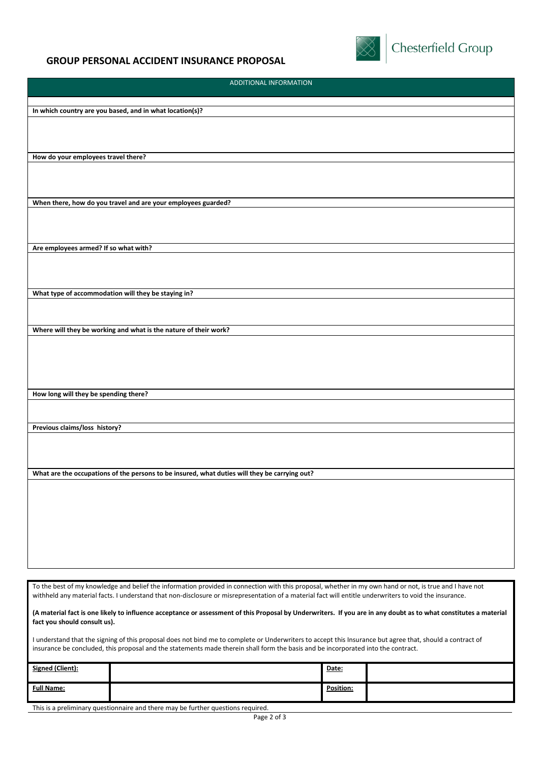# GROUP PERSONAL ACCIDENT INSURANCE PROPOSAL

Chesterfield Group

## ADDITIONAL INFORMATION

**In which country are you based, and in what location(s)?**

**How do your employees travel there?**

**When there, how do you travel and are your employees guarded?**

**Are employees armed? If so what with?**

**What type of accommodation will they be staying in?**

**Where will they be working and what is the nature of their work?**

**How long will they be spending there?**

**Previous claims/loss history?**

**What are the occupations of the persons to be insured, what duties will they be carrying out?**

To the best of my knowledge and belief the information provided in connection with this proposal, whether in my own hand or not, is true and I have not withheld any material facts. I understand that non-disclosure or misrepresentation of a material fact will entitle underwriters to void the insurance.

**(A material fact is one likely to influence acceptance or assessment of this Proposal by Underwriters. If you are in any doubt as to what constitutes a material fact you should consult us).**

I understand that the signing of this proposal does not bind me to complete or Underwriters to accept this Insurance but agree that, should a contract of insurance be concluded, this proposal and the statements made therein shall form the basis and be incorporated into the contract.

| **Signed (Client):** | | **Date:** | |
|---|---|---|---|
| **Full Name:** | | **Position:** | |

This is a preliminary questionnaire and there may be further questions required.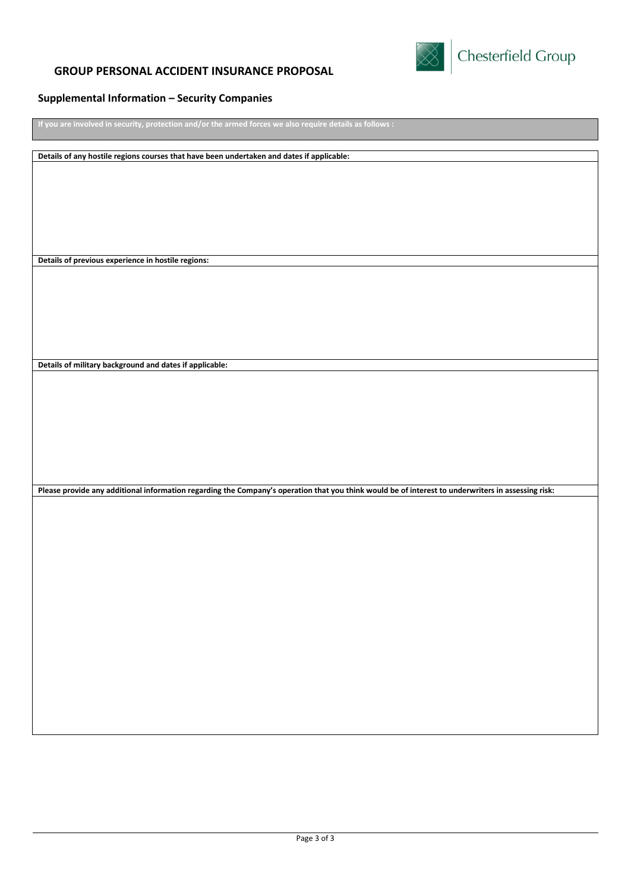## GROUP PERSONAL ACCIDENT INSURANCE PROPOSAL

Chesterfield Group

### Supplemental Information – Security Companies

**If you are involved in security, protection and/or the armed forces we also require details as follows :**

**Details of any hostile regions courses that have been undertaken and dates if applicable:**

**Details of previous experience in hostile regions:**

**Details of military background and dates if applicable:**

**Please provide any additional information regarding the Company's operation that you think would be of interest to underwriters in assessing risk:**